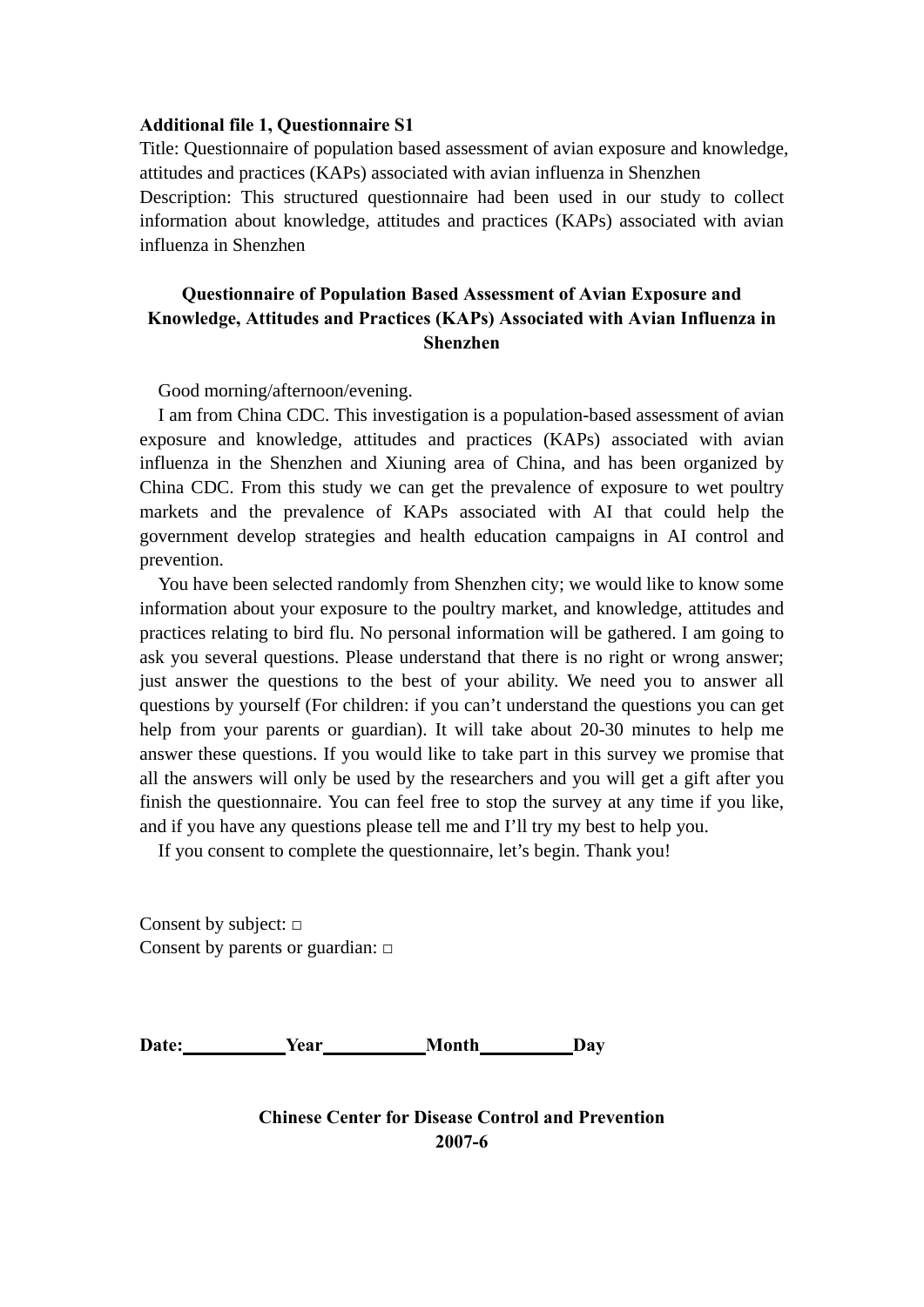**Additional file 1, Questionnaire S1**

Title: Questionnaire of population based assessment of avian exposure and knowledge, attitudes and practices (KAPs) associated with avian influenza in Shenzhen

Description: This structured questionnaire had been used in our study to collect information about knowledge, attitudes and practices (KAPs) associated with avian influenza in Shenzhen

# Questionnaire of Population Based Assessment of Avian Exposure and Knowledge, Attitudes and Practices (KAPs) Associated with Avian Influenza in Shenzhen

Good morning/afternoon/evening.

I am from China CDC. This investigation is a population-based assessment of avian exposure and knowledge, attitudes and practices (KAPs) associated with avian influenza in the Shenzhen and Xiuning area of China, and has been organized by China CDC. From this study we can get the prevalence of exposure to wet poultry markets and the prevalence of KAPs associated with AI that could help the government develop strategies and health education campaigns in AI control and prevention.

You have been selected randomly from Shenzhen city; we would like to know some information about your exposure to the poultry market, and knowledge, attitudes and practices relating to bird flu. No personal information will be gathered. I am going to ask you several questions. Please understand that there is no right or wrong answer; just answer the questions to the best of your ability. We need you to answer all questions by yourself (For children: if you can't understand the questions you can get help from your parents or guardian). It will take about 20-30 minutes to help me answer these questions. If you would like to take part in this survey we promise that all the answers will only be used by the researchers and you will get a gift after you finish the questionnaire. You can feel free to stop the survey at any time if you like, and if you have any questions please tell me and I'll try my best to help you.

If you consent to complete the questionnaire, let's begin. Thank you!

Consent by subject: □

Consent by parents or guardian: □

**Date:\_\_\_\_\_\_\_\_\_\_Year\_\_\_\_\_\_\_\_\_\_Month\_\_\_\_\_\_\_\_\_Day**

**Chinese Center for Disease Control and Prevention**

**2007-6**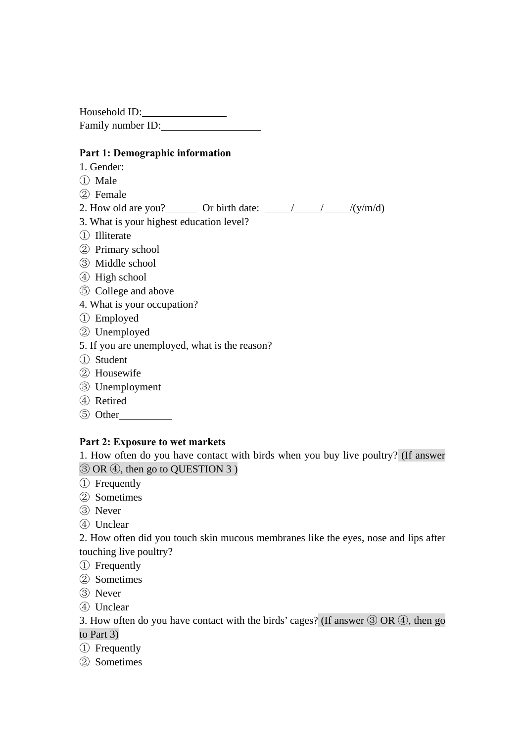Household ID:________________

Family number ID:___________________

**Part 1: Demographic information**

1. Gender:

① Male

② Female

2. How old are you?______ Or birth date: _____/_____/_____/(y/m/d)

3. What is your highest education level?

① Illiterate

② Primary school

③ Middle school

④ High school

⑤ College and above

4. What is your occupation?

① Employed

② Unemployed

5. If you are unemployed, what is the reason?

① Student

② Housewife

③ Unemployment

④ Retired

⑤ Other__________

**Part 2: Exposure to wet markets**

1. How often do you have contact with birds when you buy live poultry? (If answer ③ OR ④, then go to QUESTION 3 )

① Frequently

② Sometimes

③ Never

④ Unclear

2. How often did you touch skin mucous membranes like the eyes, nose and lips after touching live poultry?

① Frequently

② Sometimes

③ Never

④ Unclear

3. How often do you have contact with the birds' cages? (If answer ③ OR ④, then go to Part 3)

① Frequently

② Sometimes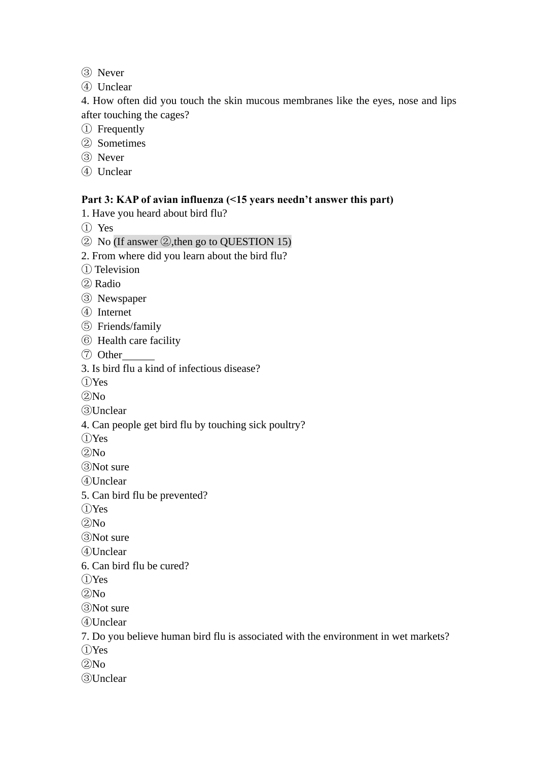③ Never

④ Unclear

4. How often did you touch the skin mucous membranes like the eyes, nose and lips after touching the cages?

① Frequently

② Sometimes

③ Never

④ Unclear

**Part 3: KAP of avian influenza (<15 years needn't answer this part)**

1. Have you heard about bird flu?

① Yes

② No (If answer ②,then go to QUESTION 15)

2. From where did you learn about the bird flu?

① Television

② Radio

③ Newspaper

④ Internet

⑤ Friends/family

⑥ Health care facility

⑦ Other______

3. Is bird flu a kind of infectious disease?

①Yes

②No

③Unclear

4. Can people get bird flu by touching sick poultry?

①Yes

②No

③Not sure

④Unclear

5. Can bird flu be prevented?

①Yes

②No

③Not sure

④Unclear

6. Can bird flu be cured?

①Yes

②No

③Not sure

④Unclear

7. Do you believe human bird flu is associated with the environment in wet markets?

①Yes

②No

③Unclear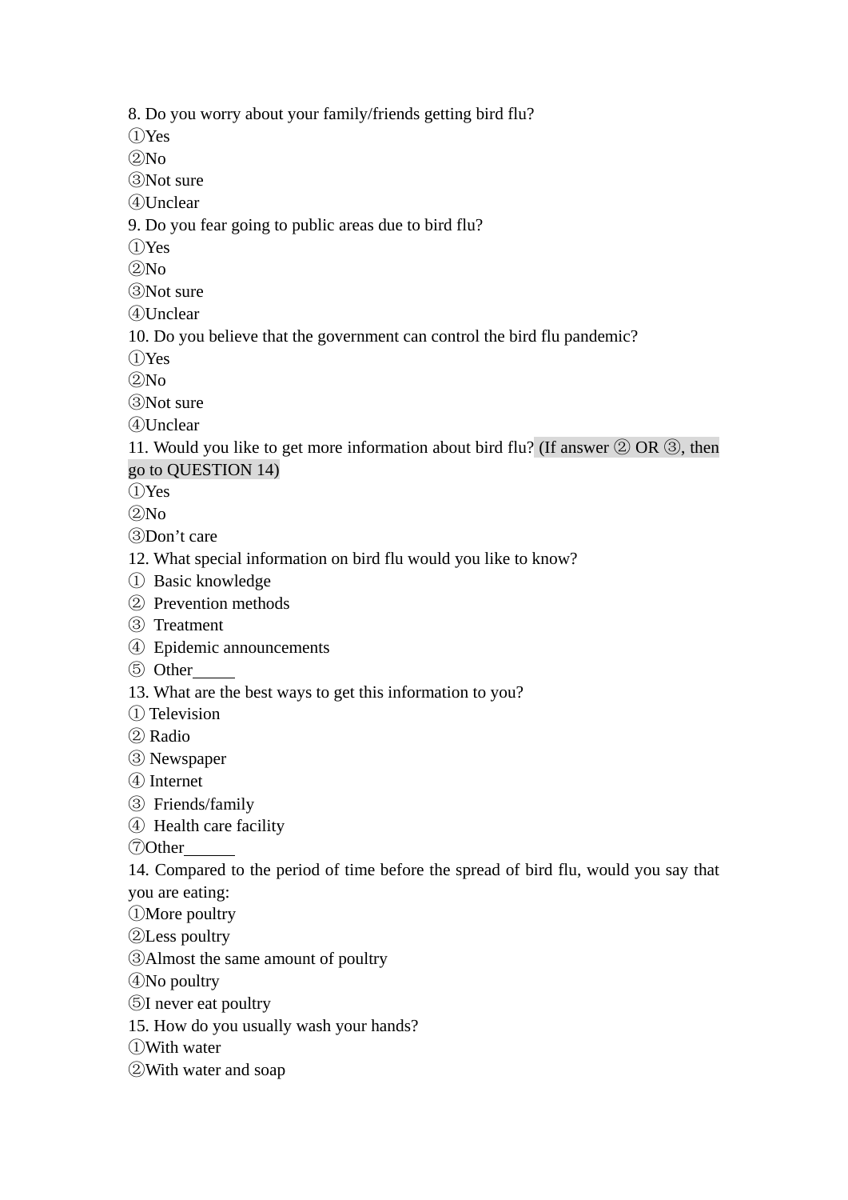8. Do you worry about your family/friends getting bird flu?
①Yes
②No
③Not sure
④Unclear
9. Do you fear going to public areas due to bird flu?
①Yes
②No
③Not sure
④Unclear
10. Do you believe that the government can control the bird flu pandemic?
①Yes
②No
③Not sure
④Unclear
11. Would you like to get more information about bird flu? (If answer ② OR ③, then go to QUESTION 14)
①Yes
②No
③Don't care
12. What special information on bird flu would you like to know?
① Basic knowledge
② Prevention methods
③ Treatment
④ Epidemic announcements
⑤ Other_____
13. What are the best ways to get this information to you?
① Television
② Radio
③ Newspaper
④ Internet
③ Friends/family
④ Health care facility
⑦Other______
14. Compared to the period of time before the spread of bird flu, would you say that you are eating:
①More poultry
②Less poultry
③Almost the same amount of poultry
④No poultry
⑤I never eat poultry
15. How do you usually wash your hands?
①With water
②With water and soap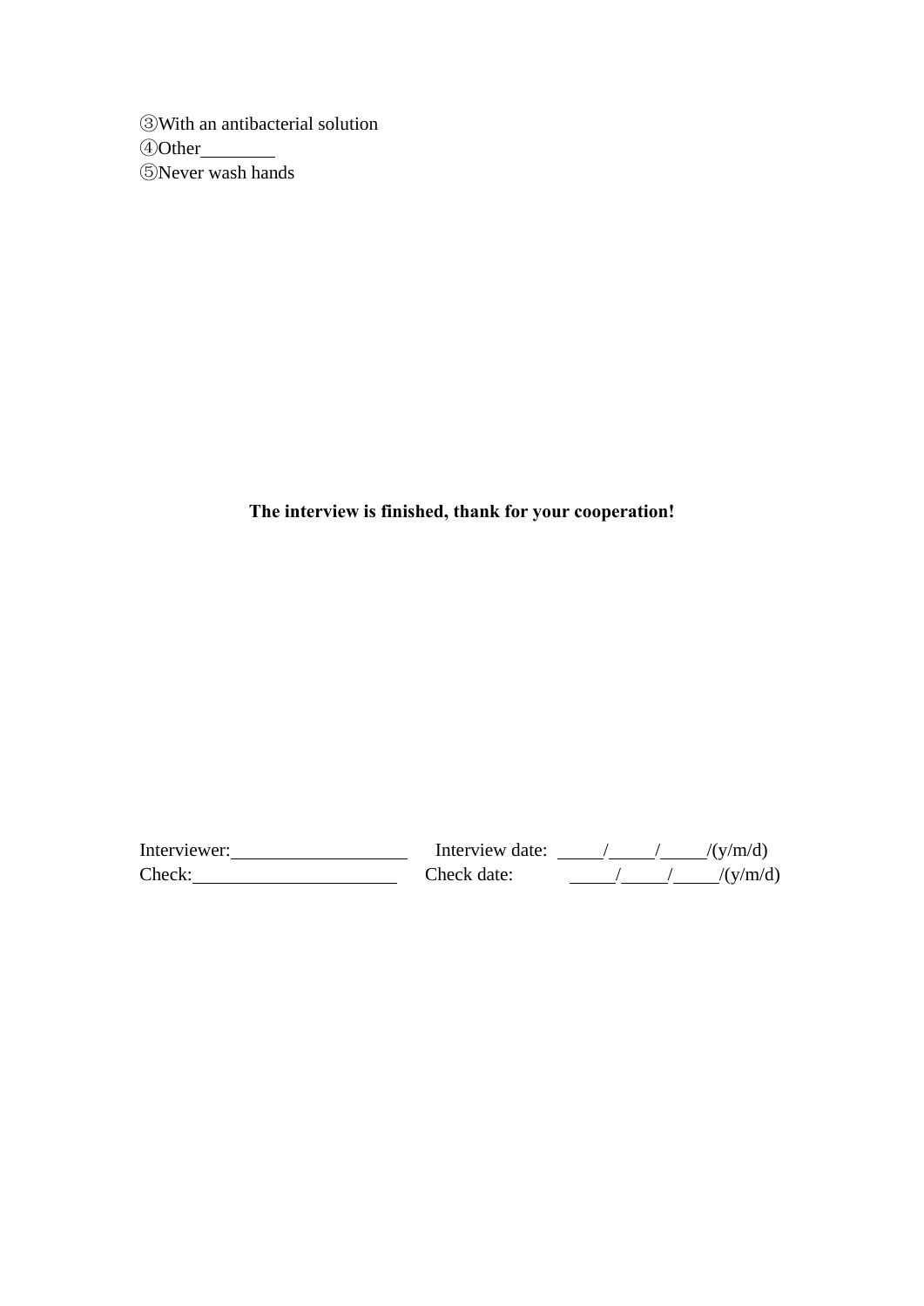③With an antibacterial solution
④Other________
⑤Never wash hands

**The interview is finished, thank for your cooperation!**

Interviewer:____________________ Interview date: _____/_____/_____/(y/m/d)
Check:______________________ Check date: _____/_____/_____/(y/m/d)